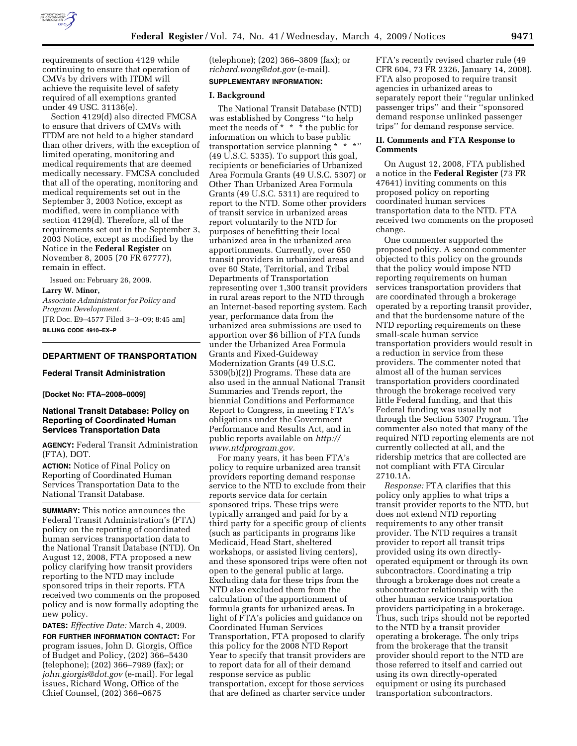requirements of section 4129 while continuing to ensure that operation of CMVs by drivers with ITDM will achieve the requisite level of safety required of all exemptions granted under 49 USC. 31136(e).

Section 4129(d) also directed FMCSA to ensure that drivers of CMVs with ITDM are not held to a higher standard than other drivers, with the exception of limited operating, monitoring and medical requirements that are deemed medically necessary. FMCSA concluded that all of the operating, monitoring and medical requirements set out in the September 3, 2003 Notice, except as modified, were in compliance with section 4129(d). Therefore, all of the requirements set out in the September 3, 2003 Notice, except as modified by the Notice in the **Federal Register** on November 8, 2005 (70 FR 67777), remain in effect.

Issued on: February 26, 2009.

**Larry W. Minor,**

*Associate Administrator for Policy and Program Development.*

[FR Doc. E9–4577 Filed 3–3–09; 8:45 am]

**BILLING CODE 4910–EX–P**

---

## DEPARTMENT OF TRANSPORTATION

### Federal Transit Administration

**[Docket No: FTA–2008–0009]**

### National Transit Database: Policy on Reporting of Coordinated Human Services Transportation Data

**AGENCY:** Federal Transit Administration (FTA), DOT.

**ACTION:** Notice of Final Policy on Reporting of Coordinated Human Services Transportation Data to the National Transit Database.

**SUMMARY:** This notice announces the Federal Transit Administration's (FTA) policy on the reporting of coordinated human services transportation data to the National Transit Database (NTD). On August 12, 2008, FTA proposed a new policy clarifying how transit providers reporting to the NTD may include sponsored trips in their reports. FTA received two comments on the proposed policy and is now formally adopting the new policy.

**DATES:** *Effective Date:* March 4, 2009.

**FOR FURTHER INFORMATION CONTACT:** For program issues, John D. Giorgis, Office of Budget and Policy, (202) 366–5430 (telephone); (202) 366–7989 (fax); or *john.giorgis@dot.gov* (e-mail). For legal issues, Richard Wong, Office of the Chief Counsel, (202) 366–0675 (telephone); (202) 366–3809 (fax); or *richard.wong@dot.gov* (e-mail).

**SUPPLEMENTARY INFORMATION:**

**I. Background**

The National Transit Database (NTD) was established by Congress ''to help meet the needs of * * * the public for information on which to base public transportation service planning * * *'' (49 U.S.C. 5335). To support this goal, recipients or beneficiaries of Urbanized Area Formula Grants (49 U.S.C. 5307) or Other Than Urbanized Area Formula Grants (49 U.S.C. 5311) are required to report to the NTD. Some other providers of transit service in urbanized areas report voluntarily to the NTD for purposes of benefitting their local urbanized area in the urbanized area apportionments. Currently, over 650 transit providers in urbanized areas and over 60 State, Territorial, and Tribal Departments of Transportation representing over 1,300 transit providers in rural areas report to the NTD through an Internet-based reporting system. Each year, performance data from the urbanized area submissions are used to apportion over $6 billion of FTA funds under the Urbanized Area Formula Grants and Fixed-Guideway Modernization Grants (49 U.S.C. 5309(b)(2)) Programs. These data are also used in the annual National Transit Summaries and Trends report, the biennial Conditions and Performance Report to Congress, in meeting FTA's obligations under the Government Performance and Results Act, and in public reports available on *http://www.ntdprogram.gov.*

For many years, it has been FTA's policy to require urbanized area transit providers reporting demand response service to the NTD to exclude from their reports service data for certain sponsored trips. These trips were typically arranged and paid for by a third party for a specific group of clients (such as participants in programs like Medicaid, Head Start, sheltered workshops, or assisted living centers), and these sponsored trips were often not open to the general public at large. Excluding data for these trips from the NTD also excluded them from the calculation of the apportionment of formula grants for urbanized areas. In light of FTA's policies and guidance on Coordinated Human Services Transportation, FTA proposed to clarify this policy for the 2008 NTD Report Year to specify that transit providers are to report data for all of their demand response service as public transportation, except for those services that are defined as charter service under FTA's recently revised charter rule (49 CFR 604, 73 FR 2326, January 14, 2008). FTA also proposed to require transit agencies in urbanized areas to separately report their ''regular unlinked passenger trips'' and their ''sponsored demand response unlinked passenger trips'' for demand response service.

**II. Comments and FTA Response to Comments**

On August 12, 2008, FTA published a notice in the **Federal Register** (73 FR 47641) inviting comments on this proposed policy on reporting coordinated human services transportation data to the NTD. FTA received two comments on the proposed change.

One commenter supported the proposed policy. A second commenter objected to this policy on the grounds that the policy would impose NTD reporting requirements on human services transportation providers that are coordinated through a brokerage operated by a reporting transit provider, and that the burdensome nature of the NTD reporting requirements on these small-scale human service transportation providers would result in a reduction in service from these providers. The commenter noted that almost all of the human services transportation providers coordinated through the brokerage received very little Federal funding, and that this Federal funding was usually not through the Section 5307 Program. The commenter also noted that many of the required NTD reporting elements are not currently collected at all, and the ridership metrics that are collected are not compliant with FTA Circular 2710.1A.

*Response:* FTA clarifies that this policy only applies to what trips a transit provider reports to the NTD, but does not extend NTD reporting requirements to any other transit provider. The NTD requires a transit provider to report all transit trips provided using its own directly-operated equipment or through its own subcontractors. Coordinating a trip through a brokerage does not create a subcontractor relationship with the other human service transportation providers participating in a brokerage. Thus, such trips should not be reported to the NTD by a transit provider operating a brokerage. The only trips from the brokerage that the transit provider should report to the NTD are those referred to itself and carried out using its own directly-operated equipment or using its purchased transportation subcontractors.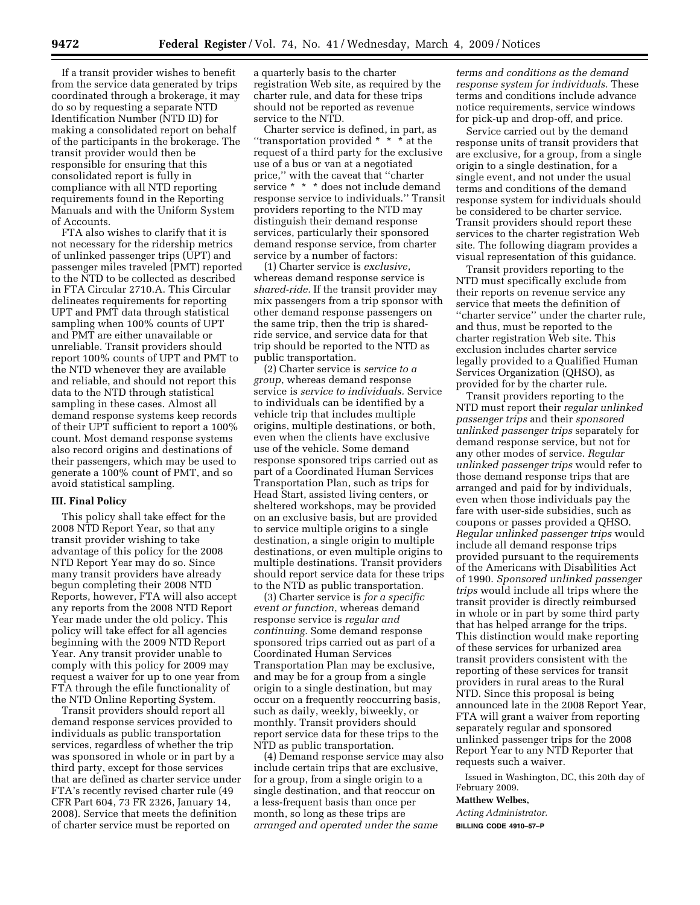If a transit provider wishes to benefit from the service data generated by trips coordinated through a brokerage, it may do so by requesting a separate NTD Identification Number (NTD ID) for making a consolidated report on behalf of the participants in the brokerage. The transit provider would then be responsible for ensuring that this consolidated report is fully in compliance with all NTD reporting requirements found in the Reporting Manuals and with the Uniform System of Accounts.

FTA also wishes to clarify that it is not necessary for the ridership metrics of unlinked passenger trips (UPT) and passenger miles traveled (PMT) reported to the NTD to be collected as described in FTA Circular 2710.A. This Circular delineates requirements for reporting UPT and PMT data through statistical sampling when 100% counts of UPT and PMT are either unavailable or unreliable. Transit providers should report 100% counts of UPT and PMT to the NTD whenever they are available and reliable, and should not report this data to the NTD through statistical sampling in these cases. Almost all demand response systems keep records of their UPT sufficient to report a 100% count. Most demand response systems also record origins and destinations of their passengers, which may be used to generate a 100% count of PMT, and so avoid statistical sampling.

## III. Final Policy

This policy shall take effect for the 2008 NTD Report Year, so that any transit provider wishing to take advantage of this policy for the 2008 NTD Report Year may do so. Since many transit providers have already begun completing their 2008 NTD Reports, however, FTA will also accept any reports from the 2008 NTD Report Year made under the old policy. This policy will take effect for all agencies beginning with the 2009 NTD Report Year. Any transit provider unable to comply with this policy for 2009 may request a waiver for up to one year from FTA through the efile functionality of the NTD Online Reporting System.

Transit providers should report all demand response services provided to individuals as public transportation services, regardless of whether the trip was sponsored in whole or in part by a third party, except for those services that are defined as charter service under FTA's recently revised charter rule (49 CFR Part 604, 73 FR 2326, January 14, 2008). Service that meets the definition of charter service must be reported on a quarterly basis to the charter registration Web site, as required by the charter rule, and data for these trips should not be reported as revenue service to the NTD.

Charter service is defined, in part, as "transportation provided * * * at the request of a third party for the exclusive use of a bus or van at a negotiated price," with the caveat that "charter service * * * does not include demand response service to individuals." Transit providers reporting to the NTD may distinguish their demand response services, particularly their sponsored demand response service, from charter service by a number of factors:

(1) Charter service is *exclusive*, whereas demand response service is *shared-ride.* If the transit provider may mix passengers from a trip sponsor with other demand response passengers on the same trip, then the trip is shared-ride service, and service data for that trip should be reported to the NTD as public transportation.

(2) Charter service is *service to a group*, whereas demand response service is *service to individuals.* Service to individuals can be identified by a vehicle trip that includes multiple origins, multiple destinations, or both, even when the clients have exclusive use of the vehicle. Some demand response sponsored trips carried out as part of a Coordinated Human Services Transportation Plan, such as trips for Head Start, assisted living centers, or sheltered workshops, may be provided on an exclusive basis, but are provided to service multiple origins to a single destination, a single origin to multiple destinations, or even multiple origins to multiple destinations. Transit providers should report service data for these trips to the NTD as public transportation.

(3) Charter service is *for a specific event or function*, whereas demand response service is *regular and continuing.* Some demand response sponsored trips carried out as part of a Coordinated Human Services Transportation Plan may be exclusive, and may be for a group from a single origin to a single destination, but may occur on a frequently reoccurring basis, such as daily, weekly, biweekly, or monthly. Transit providers should report service data for these trips to the NTD as public transportation.

(4) Demand response service may also include certain trips that are exclusive, for a group, from a single origin to a single destination, and that reoccur on a less-frequent basis than once per month, so long as these trips are *arranged and operated under the same terms and conditions as the demand response system for individuals.* These terms and conditions include advance notice requirements, service windows for pick-up and drop-off, and price.

Service carried out by the demand response units of transit providers that are exclusive, for a group, from a single origin to a single destination, for a single event, and not under the usual terms and conditions of the demand response system for individuals should be considered to be charter service. Transit providers should report these services to the charter registration Web site. The following diagram provides a visual representation of this guidance.

Transit providers reporting to the NTD must specifically exclude from their reports on revenue service any service that meets the definition of "charter service" under the charter rule, and thus, must be reported to the charter registration Web site. This exclusion includes charter service legally provided to a Qualified Human Services Organization (QHSO), as provided for by the charter rule.

Transit providers reporting to the NTD must report their *regular unlinked passenger trips* and their *sponsored unlinked passenger trips* separately for demand response service, but not for any other modes of service. *Regular unlinked passenger trips* would refer to those demand response trips that are arranged and paid for by individuals, even when those individuals pay the fare with user-side subsidies, such as coupons or passes provided a QHSO. *Regular unlinked passenger trips* would include all demand response trips provided pursuant to the requirements of the Americans with Disabilities Act of 1990. *Sponsored unlinked passenger trips* would include all trips where the transit provider is directly reimbursed in whole or in part by some third party that has helped arrange for the trips. This distinction would make reporting of these services for urbanized area transit providers consistent with the reporting of these services for transit providers in rural areas to the Rural NTD. Since this proposal is being announced late in the 2008 Report Year, FTA will grant a waiver from reporting separately regular and sponsored unlinked passenger trips for the 2008 Report Year to any NTD Reporter that requests such a waiver.

Issued in Washington, DC, this 20th day of February 2009.

**Matthew Welbes,**

*Acting Administrator.*

**BILLING CODE 4910–57–P**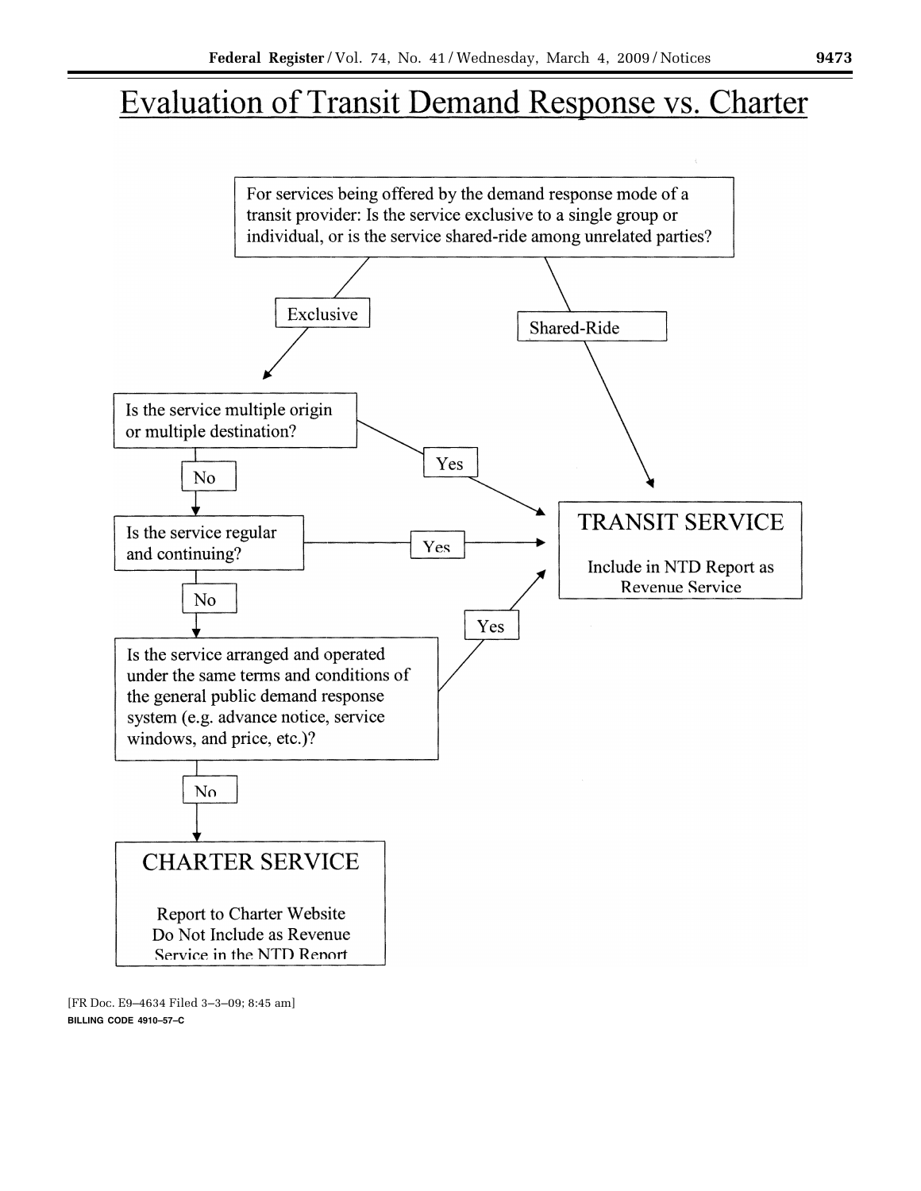# Evaluation of Transit Demand Response vs. Charter

For services being offered by the demand response mode of a transit provider: Is the service exclusive to a single group or individual, or is the service shared-ride among unrelated parties?

Exclusive

Shared-Ride

Is the service multiple origin or multiple destination?

Yes

No

Is the service regular and continuing?

Yes

No

Is the service arranged and operated under the same terms and conditions of the general public demand response system (e.g. advance notice, service windows, and price, etc.)?

Yes

No

TRANSIT SERVICE

Include in NTD Report as Revenue Service

CHARTER SERVICE

Report to Charter Website
Do Not Include as Revenue Service in the NTD Report

[FR Doc. E9–4634 Filed 3–3–09; 8:45 am]

**BILLING CODE 4910–57–C**